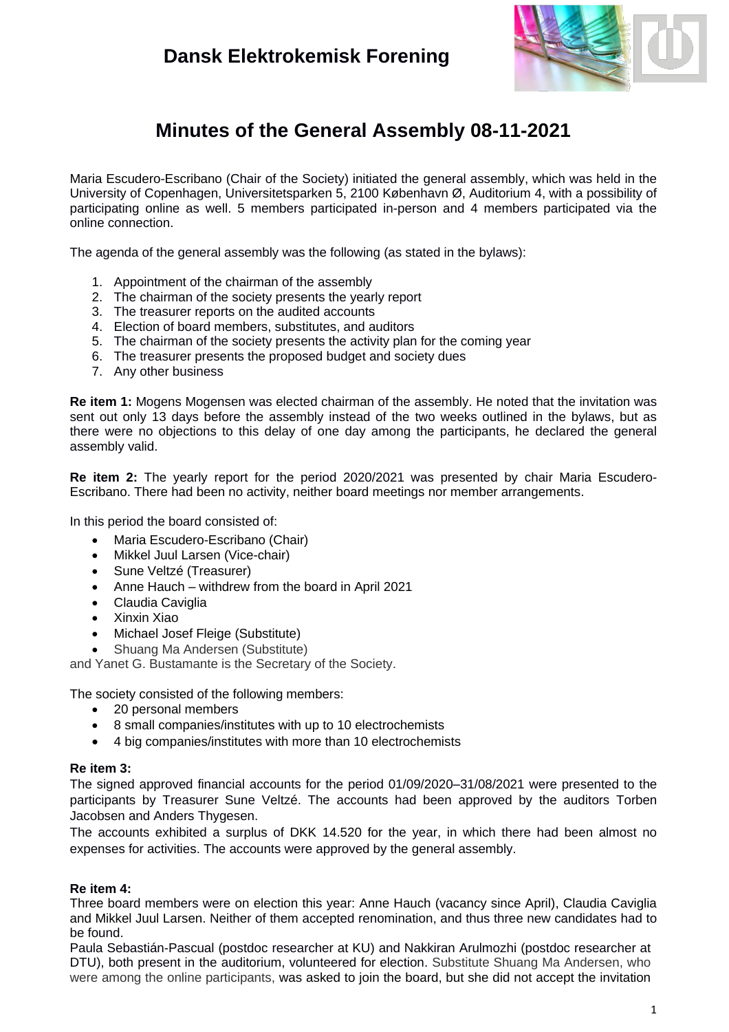# Dansk Elektrokemisk Forening

## Minutes of the General Assembly 08-11-2021

Maria Escudero-Escribano (Chair of the Society) initiated the general assembly, which was held in the University of Copenhagen, Universitetsparken 5, 2100 København Ø, Auditorium 4, with a possibility of participating online as well. 5 members participated in-person and 4 members participated via the online connection.

The agenda of the general assembly was the following (as stated in the bylaws):

1. Appointment of the chairman of the assembly
2. The chairman of the society presents the yearly report
3. The treasurer reports on the audited accounts
4. Election of board members, substitutes, and auditors
5. The chairman of the society presents the activity plan for the coming year
6. The treasurer presents the proposed budget and society dues
7. Any other business

**Re item 1:** Mogens Mogensen was elected chairman of the assembly. He noted that the invitation was sent out only 13 days before the assembly instead of the two weeks outlined in the bylaws, but as there were no objections to this delay of one day among the participants, he declared the general assembly valid.

**Re item 2:** The yearly report for the period 2020/2021 was presented by chair Maria Escudero-Escribano. There had been no activity, neither board meetings nor member arrangements.

In this period the board consisted of:

- Maria Escudero-Escribano (Chair)
- Mikkel Juul Larsen (Vice-chair)
- Sune Veltzé (Treasurer)
- Anne Hauch – withdrew from the board in April 2021
- Claudia Caviglia
- Xinxin Xiao
- Michael Josef Fleige (Substitute)
- Shuang Ma Andersen (Substitute)

and Yanet G. Bustamante is the Secretary of the Society.

The society consisted of the following members:

- 20 personal members
- 8 small companies/institutes with up to 10 electrochemists
- 4 big companies/institutes with more than 10 electrochemists

**Re item 3:**

The signed approved financial accounts for the period 01/09/2020–31/08/2021 were presented to the participants by Treasurer Sune Veltzé. The accounts had been approved by the auditors Torben Jacobsen and Anders Thygesen.

The accounts exhibited a surplus of DKK 14.520 for the year, in which there had been almost no expenses for activities. The accounts were approved by the general assembly.

**Re item 4:**

Three board members were on election this year: Anne Hauch (vacancy since April), Claudia Caviglia and Mikkel Juul Larsen. Neither of them accepted renomination, and thus three new candidates had to be found.

Paula Sebastián-Pascual (postdoc researcher at KU) and Nakkiran Arulmozhi (postdoc researcher at DTU), both present in the auditorium, volunteered for election. Substitute Shuang Ma Andersen, who were among the online participants, was asked to join the board, but she did not accept the invitation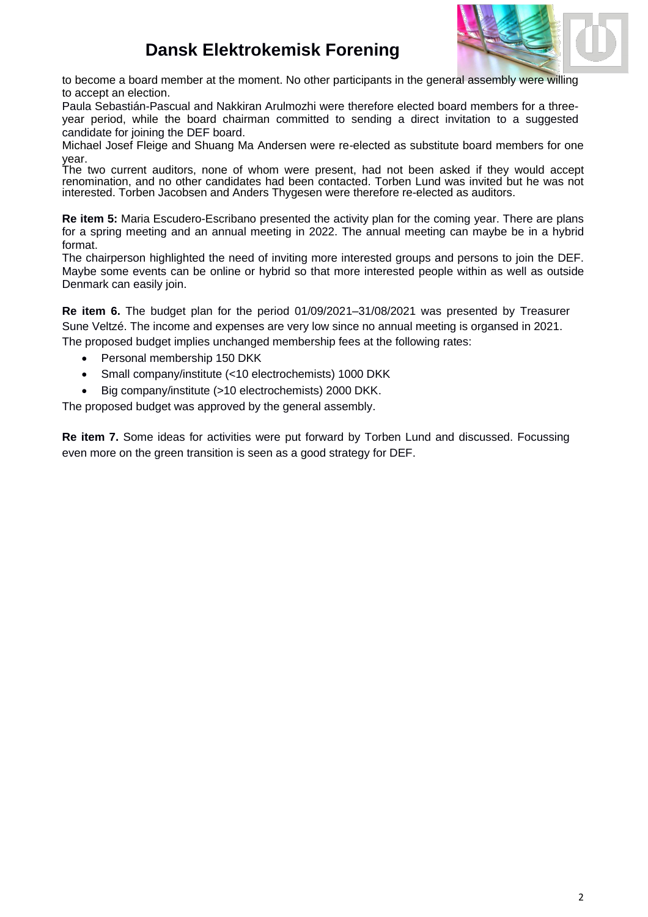to become a board member at the moment. No other participants in the general assembly were willing to accept an election.

Paula Sebastián-Pascual and Nakkiran Arulmozhi were therefore elected board members for a three-year period, while the board chairman committed to sending a direct invitation to a suggested candidate for joining the DEF board.

Michael Josef Fleige and Shuang Ma Andersen were re-elected as substitute board members for one year.

The two current auditors, none of whom were present, had not been asked if they would accept renomination, and no other candidates had been contacted. Torben Lund was invited but he was not interested. Torben Jacobsen and Anders Thygesen were therefore re-elected as auditors.

**Re item 5:** Maria Escudero-Escribano presented the activity plan for the coming year. There are plans for a spring meeting and an annual meeting in 2022. The annual meeting can maybe be in a hybrid format.

The chairperson highlighted the need of inviting more interested groups and persons to join the DEF. Maybe some events can be online or hybrid so that more interested people within as well as outside Denmark can easily join.

**Re item 6.** The budget plan for the period 01/09/2021–31/08/2021 was presented by Treasurer Sune Veltzé. The income and expenses are very low since no annual meeting is organsed in 2021.

The proposed budget implies unchanged membership fees at the following rates:

- Personal membership 150 DKK
- Small company/institute (<10 electrochemists) 1000 DKK
- Big company/institute (>10 electrochemists) 2000 DKK.

The proposed budget was approved by the general assembly.

**Re item 7.** Some ideas for activities were put forward by Torben Lund and discussed. Focussing even more on the green transition is seen as a good strategy for DEF.